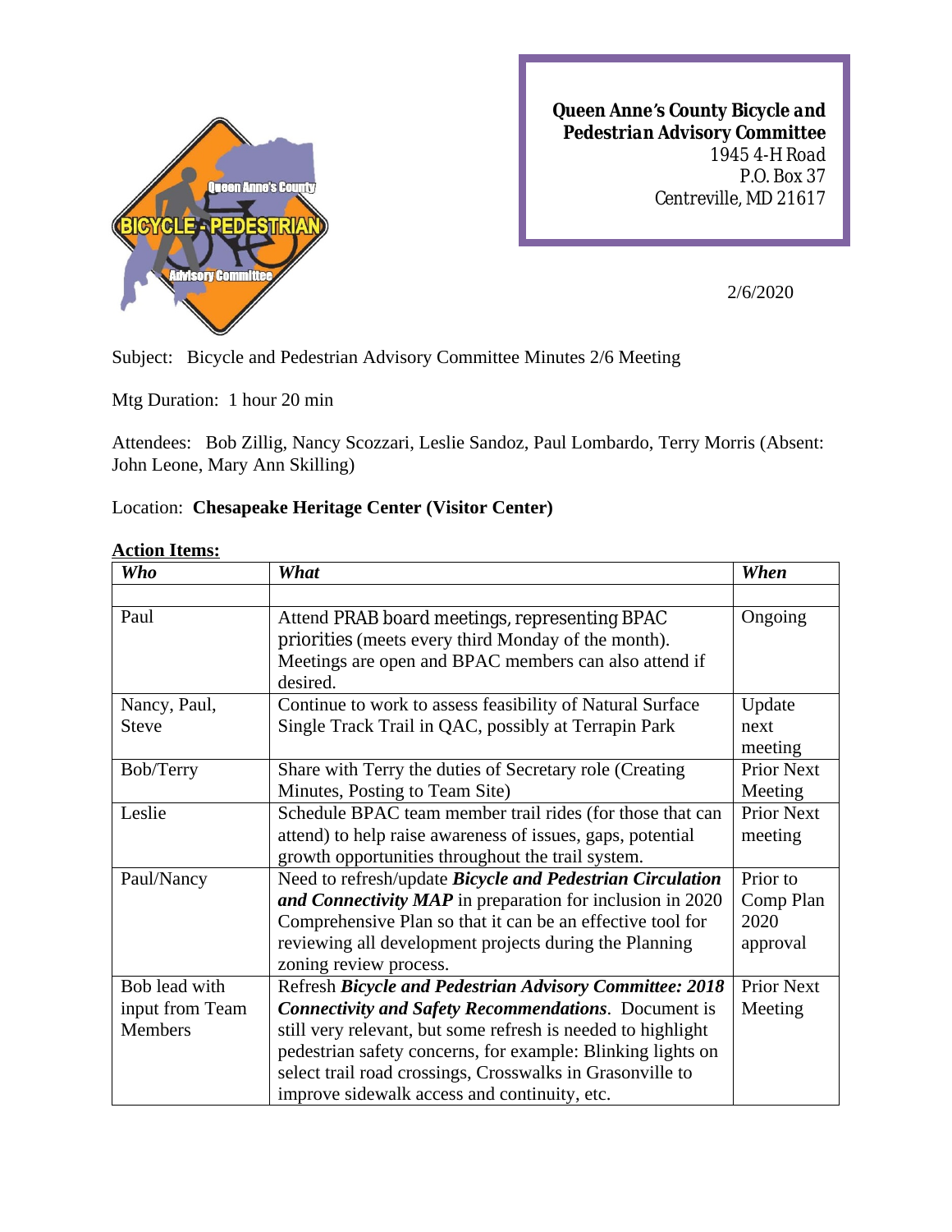**Queen Anne's County Bicycle and Pedestrian Advisory Committee**
1945 4-H Road
P.O. Box 37
Centreville, MD 21617

2/6/2020

Subject: Bicycle and Pedestrian Advisory Committee Minutes 2/6 Meeting

Mtg Duration: 1 hour 20 min

Attendees: Bob Zillig, Nancy Scozzari, Leslie Sandoz, Paul Lombardo, Terry Morris (Absent: John Leone, Mary Ann Skilling)

Location: **Chesapeake Heritage Center (Visitor Center)**

**Action Items:**

| ***Who*** | ***What*** | ***When*** |
|---|---|---|
| | | |
| Paul | Attend PRAB board meetings, representing BPAC priorities (meets every third Monday of the month). Meetings are open and BPAC members can also attend if desired. | Ongoing |
| Nancy, Paul, Steve | Continue to work to assess feasibility of Natural Surface Single Track Trail in QAC, possibly at Terrapin Park | Update next meeting |
| Bob/Terry | Share with Terry the duties of Secretary role (Creating Minutes, Posting to Team Site) | Prior Next Meeting |
| Leslie | Schedule BPAC team member trail rides (for those that can attend) to help raise awareness of issues, gaps, potential growth opportunities throughout the trail system. | Prior Next meeting |
| Paul/Nancy | Need to refresh/update ***Bicycle and Pedestrian Circulation and Connectivity MAP*** in preparation for inclusion in 2020 Comprehensive Plan so that it can be an effective tool for reviewing all development projects during the Planning zoning review process. | Prior to Comp Plan 2020 approval |
| Bob lead with input from Team Members | Refresh ***Bicycle and Pedestrian Advisory Committee: 2018 Connectivity and Safety Recommendations***. Document is still very relevant, but some refresh is needed to highlight pedestrian safety concerns, for example: Blinking lights on select trail road crossings, Crosswalks in Grasonville to improve sidewalk access and continuity, etc. | Prior Next Meeting |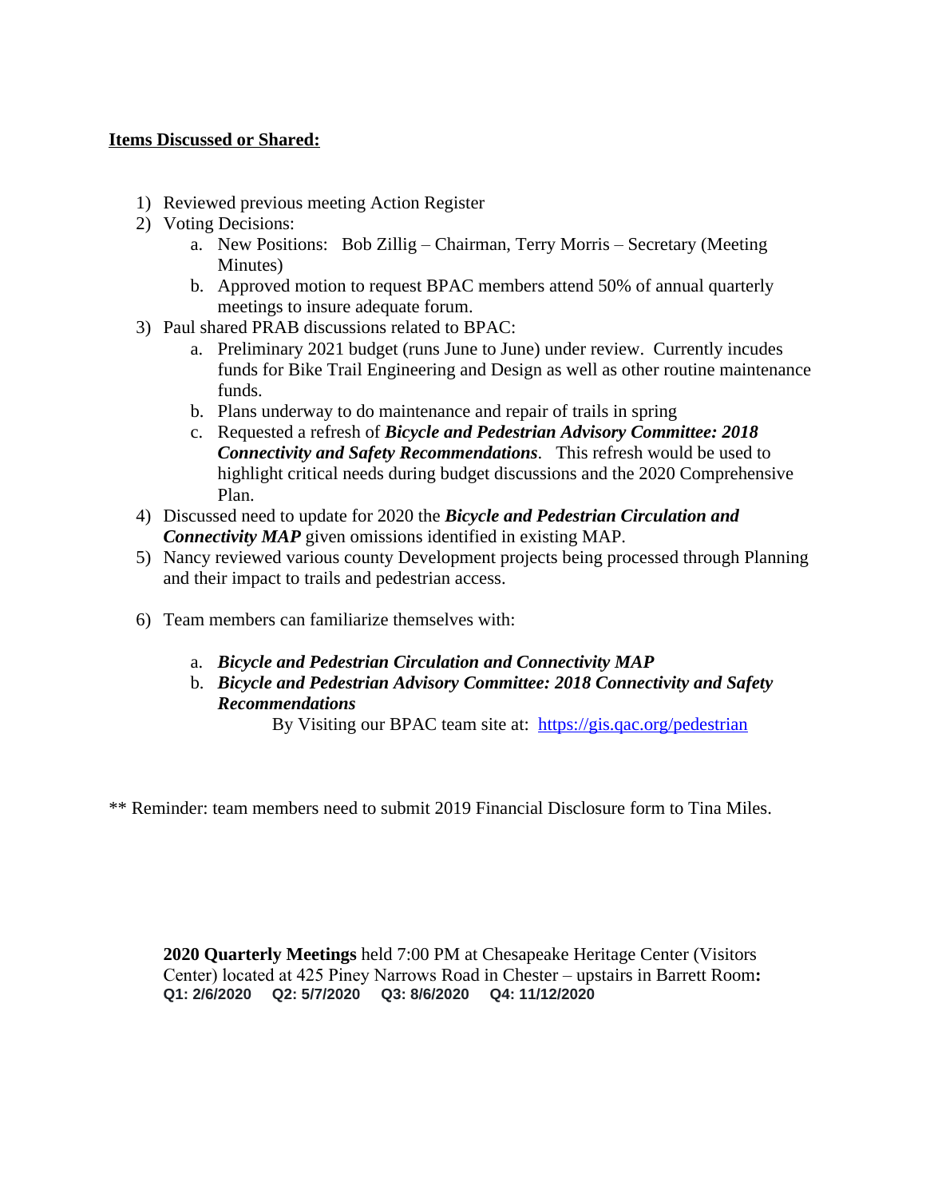**Items Discussed or Shared:**

1) Reviewed previous meeting Action Register
2) Voting Decisions:
   a. New Positions: Bob Zillig – Chairman, Terry Morris – Secretary (Meeting Minutes)
   b. Approved motion to request BPAC members attend 50% of annual quarterly meetings to insure adequate forum.
3) Paul shared PRAB discussions related to BPAC:
   a. Preliminary 2021 budget (runs June to June) under review. Currently incudes funds for Bike Trail Engineering and Design as well as other routine maintenance funds.
   b. Plans underway to do maintenance and repair of trails in spring
   c. Requested a refresh of ***Bicycle and Pedestrian Advisory Committee: 2018 Connectivity and Safety Recommendations***. This refresh would be used to highlight critical needs during budget discussions and the 2020 Comprehensive Plan.
4) Discussed need to update for 2020 the ***Bicycle and Pedestrian Circulation and Connectivity MAP*** given omissions identified in existing MAP.
5) Nancy reviewed various county Development projects being processed through Planning and their impact to trails and pedestrian access.
6) Team members can familiarize themselves with:
   a. ***Bicycle and Pedestrian Circulation and Connectivity MAP***
   b. ***Bicycle and Pedestrian Advisory Committee: 2018 Connectivity and Safety Recommendations***

   By Visiting our BPAC team site at: [https://gis.qac.org/pedestrian](https://gis.qac.org/pedestrian)

** Reminder: team members need to submit 2019 Financial Disclosure form to Tina Miles.

**2020 Quarterly Meetings** held 7:00 PM at Chesapeake Heritage Center (Visitors Center) located at 425 Piney Narrows Road in Chester – upstairs in Barrett Room**:**
**Q1: 2/6/2020 Q2: 5/7/2020 Q3: 8/6/2020 Q4: 11/12/2020**